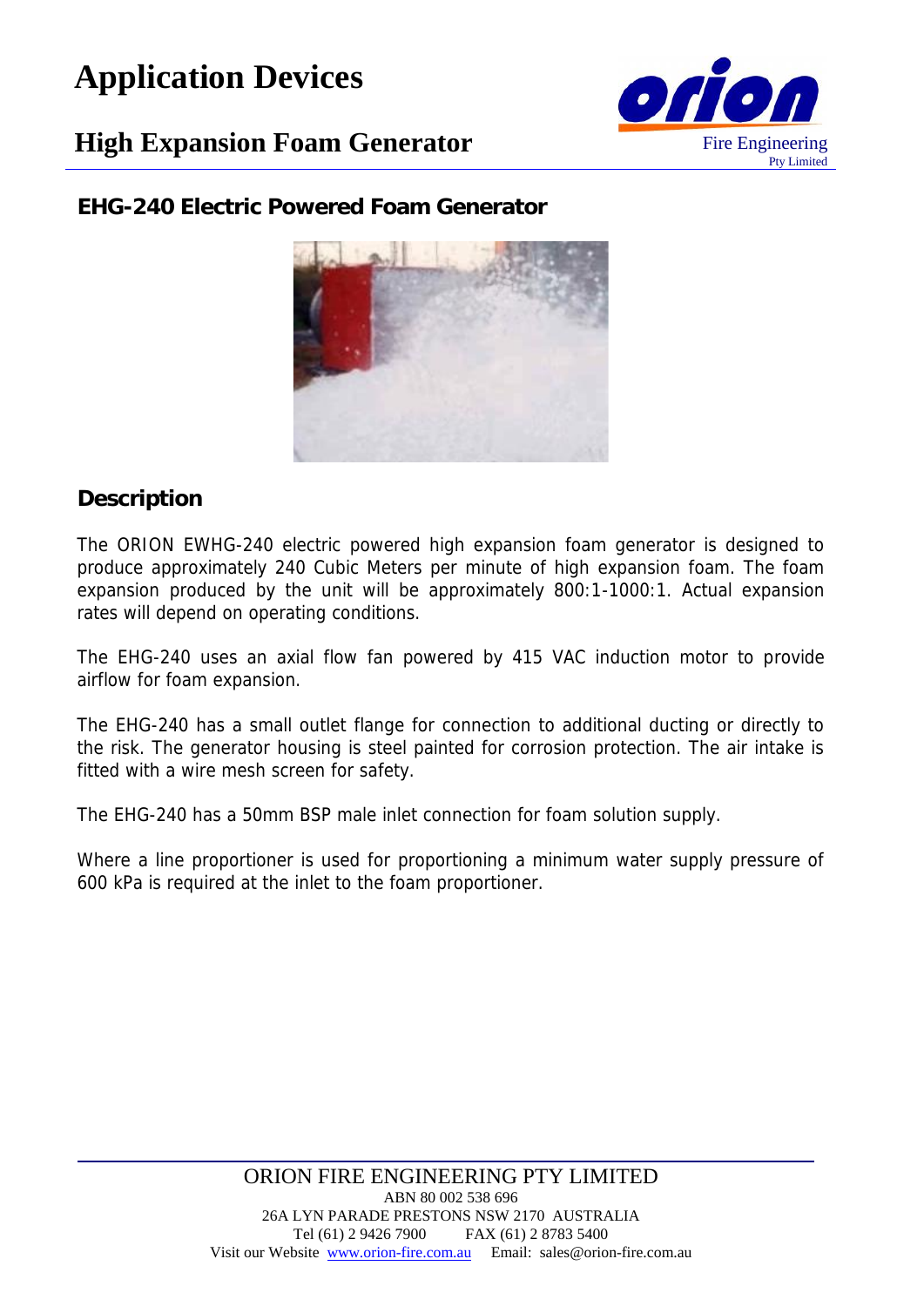# Application Devices

## High Expansion Foam Generator

### EHG-240 Electric Powered Foam Generator

### Description

The ORION EWHG-240 electric powered high expansion foam generator is designed to produce approximately 240 Cubic Meters per minute of high expansion foam. The foam expansion produced by the unit will be approximately 800:1-1000:1. Actual expansion rates will depend on operating conditions.

The EHG-240 uses an axial flow fan powered by 415 VAC induction motor to provide airflow for foam expansion.

The EHG-240 has a small outlet flange for connection to additional ducting or directly to the risk. The generator housing is steel painted for corrosion protection. The air intake is fitted with a wire mesh screen for safety.

The EHG-240 has a 50mm BSP male inlet connection for foam solution supply.

Where a line proportioner is used for proportioning a minimum water supply pressure of 600 kPa is required at the inlet to the foam proportioner.

ORION FIRE ENGINEERING PTY LIMITED
ABN 80 002 538 696
26A LYN PARADE PRESTONS NSW 2170 AUSTRALIA
Tel (61) 2 9426 7900 FAX (61) 2 8783 5400
Visit our Website www.orion-fire.com.au Email: sales@orion-fire.com.au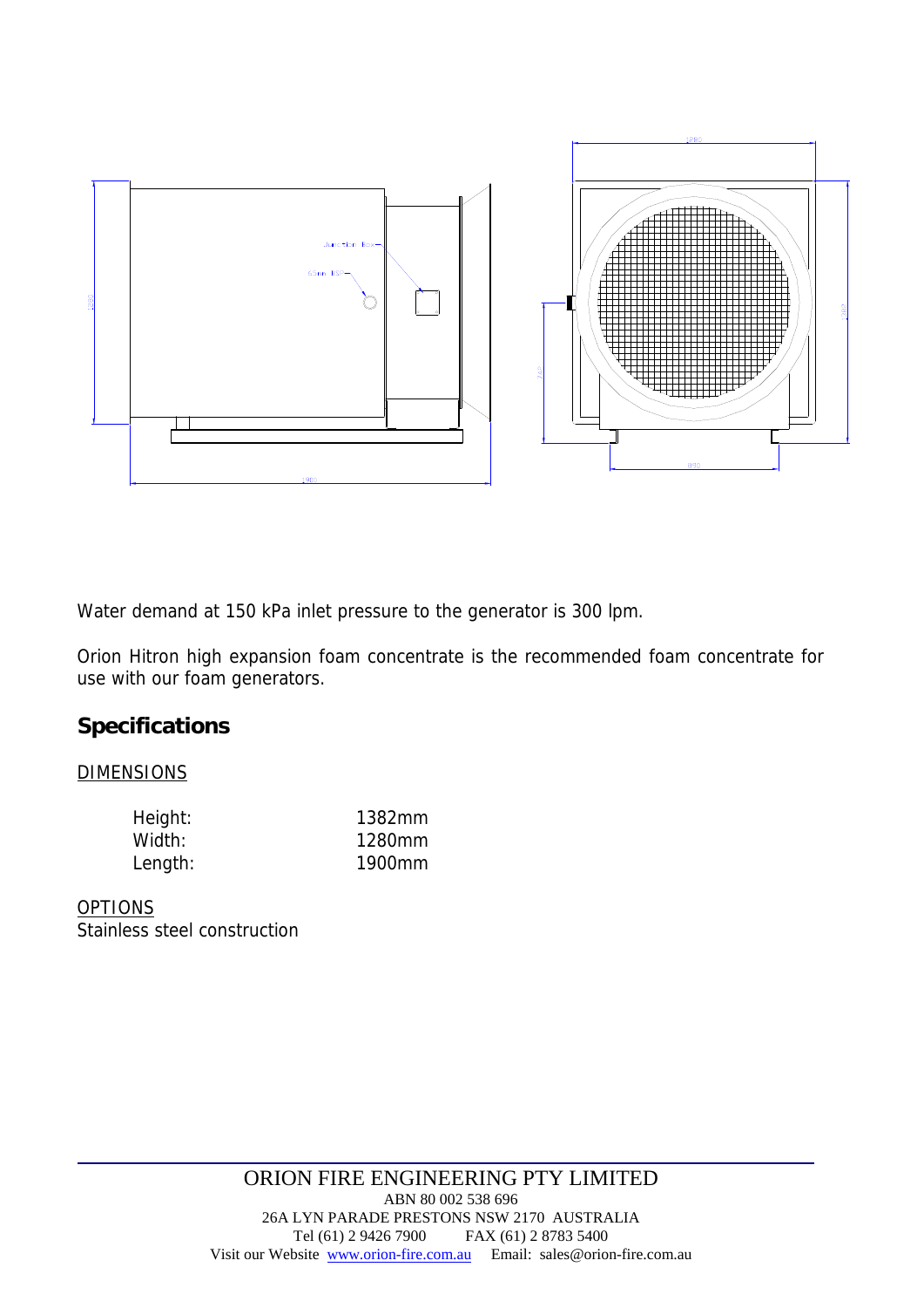Water demand at 150 kPa inlet pressure to the generator is 300 lpm.

Orion Hitron high expansion foam concentrate is the recommended foam concentrate for use with our foam generators.

## Specifications

DIMENSIONS

| | |
|---|---|
| Height: | 1382mm |
| Width: | 1280mm |
| Length: | 1900mm |

OPTIONS

Stainless steel construction

ORION FIRE ENGINEERING PTY LIMITED
ABN 80 002 538 696
26A LYN PARADE PRESTONS NSW 2170 AUSTRALIA
Tel (61) 2 9426 7900 FAX (61) 2 8783 5400
Visit our Website www.orion-fire.com.au Email: sales@orion-fire.com.au